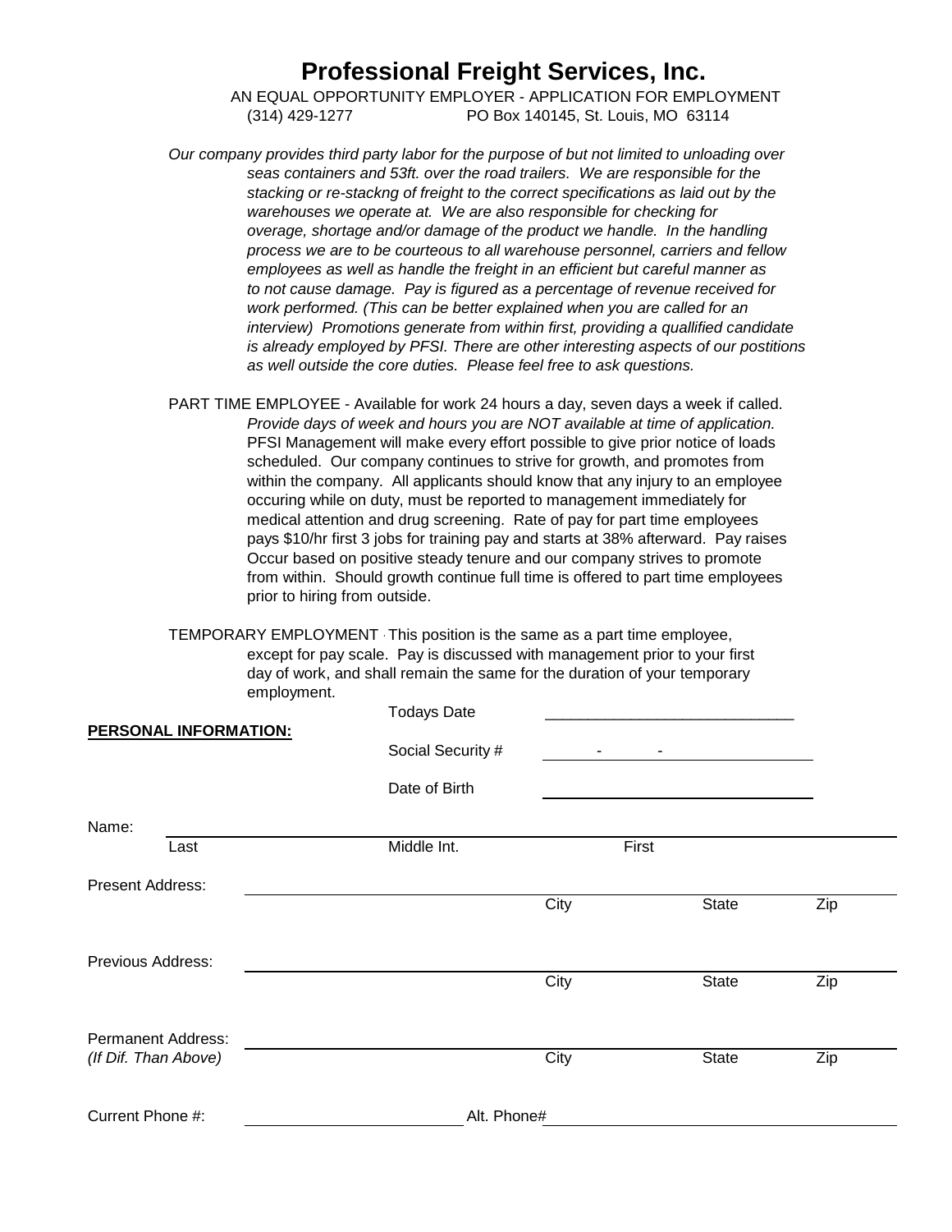# Professional Freight Services, Inc.

AN EQUAL OPPORTUNITY EMPLOYER - APPLICATION FOR EMPLOYMENT

(314) 429-1277 PO Box 140145, St. Louis, MO 63114

*Our company provides third party labor for the purpose of but not limited to unloading over seas containers and 53ft. over the road trailers. We are responsible for the stacking or re-stackng of freight to the correct specifications as laid out by the warehouses we operate at. We are also responsible for checking for overage, shortage and/or damage of the product we handle. In the handling process we are to be courteous to all warehouse personnel, carriers and fellow employees as well as handle the freight in an efficient but careful manner as to not cause damage. Pay is figured as a percentage of revenue received for work performed. (This can be better explained when you are called for an interview) Promotions generate from within first, providing a quallified candidate is already employed by PFSI. There are other interesting aspects of our postitions as well outside the core duties. Please feel free to ask questions.*

PART TIME EMPLOYEE - Available for work 24 hours a day, seven days a week if called. *Provide days of week and hours you are NOT available at time of application.* PFSI Management will make every effort possible to give prior notice of loads scheduled. Our company continues to strive for growth, and promotes from within the company. All applicants should know that any injury to an employee occuring while on duty, must be reported to management immediately for medical attention and drug screening. Rate of pay for part time employees pays $10/hr first 3 jobs for training pay and starts at 38% afterward. Pay raises Occur based on positive steady tenure and our company strives to promote from within. Should growth continue full time is offered to part time employees prior to hiring from outside.

TEMPORARY EMPLOYMENT - This position is the same as a part time employee, except for pay scale. Pay is discussed with management prior to your first day of work, and shall remain the same for the duration of your temporary employment.

**PERSONAL INFORMATION:**

Todays Date ____________________________

Social Security # ______ - ______ - ______

Date of Birth ____________________________

Name: ____________________________
Last Middle Int. First

Present Address: ____________________________
City State Zip

Previous Address: ____________________________
City State Zip

Permanent Address: ____________________________
*(If Dif. Than Above)*
City State Zip

Current Phone #: ______________________ Alt. Phone# ______________________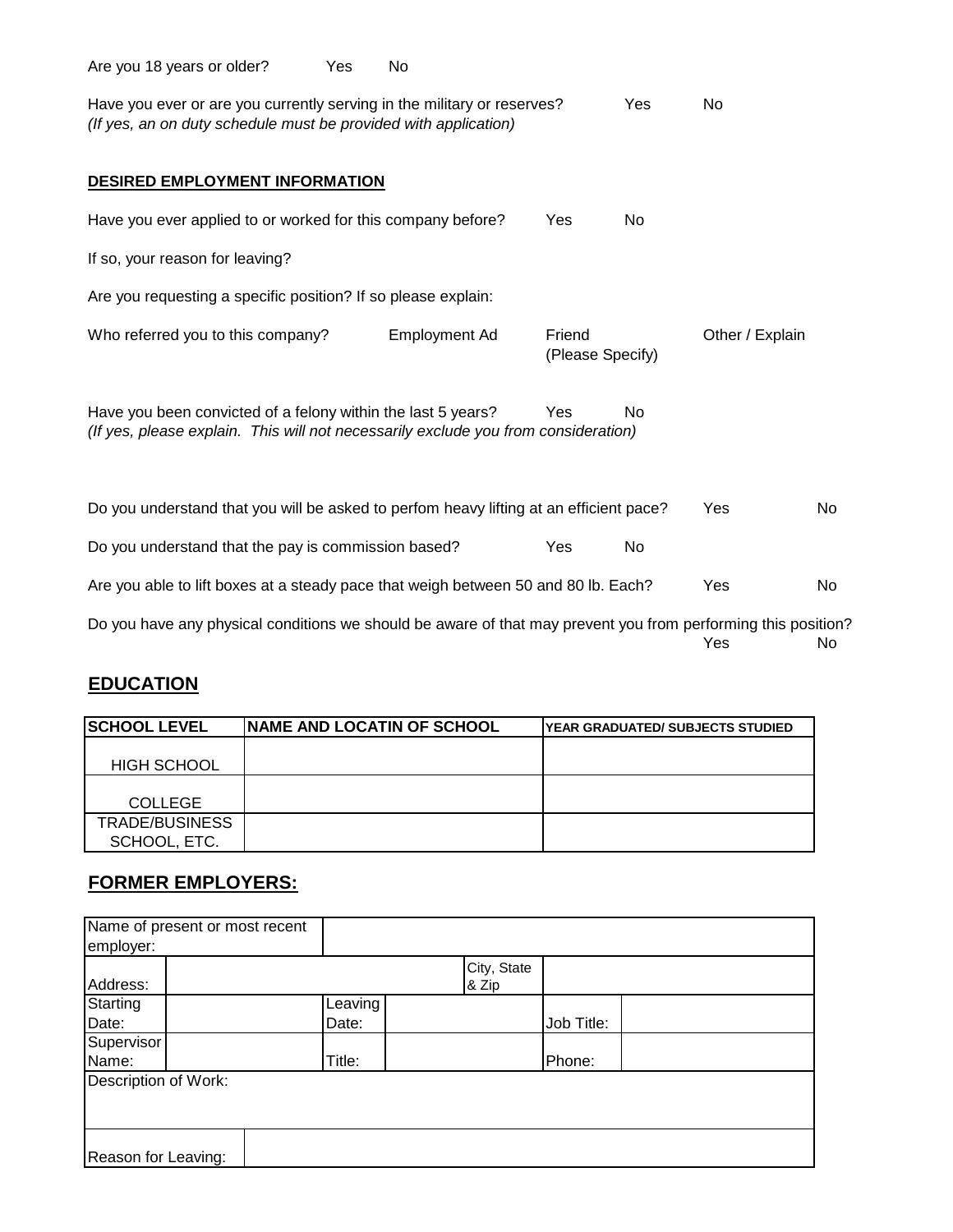Are you 18 years or older? Yes No

Have you ever or are you currently serving in the military or reserves? Yes No
*(If yes, an on duty schedule must be provided with application)*

**DESIRED EMPLOYMENT INFORMATION**

Have you ever applied to or worked for this company before? Yes No

If so, your reason for leaving?

Are you requesting a specific position? If so please explain:

Who referred you to this company? Employment Ad Friend (Please Specify) Other / Explain

Have you been convicted of a felony within the last 5 years? Yes No
*(If yes, please explain. This will not necessarily exclude you from consideration)*

Do you understand that you will be asked to perfom heavy lifting at an efficient pace? Yes No

Do you understand that the pay is commission based? Yes No

Are you able to lift boxes at a steady pace that weigh between 50 and 80 lb. Each? Yes No

Do you have any physical conditions we should be aware of that may prevent you from performing this position? Yes No

## EDUCATION

| SCHOOL LEVEL | NAME AND LOCATIN OF SCHOOL | YEAR GRADUATED/ SUBJECTS STUDIED |
|---|---|---|
| HIGH SCHOOL | | |
| COLLEGE | | |
| TRADE/BUSINESS SCHOOL, ETC. | | |

## FORMER EMPLOYERS:

| Name of present or most recent employer: | | | | | |
|---|---|---|---|---|---|
| Address: | | | City, State & Zip | | |
| Starting Date: | | Leaving Date: | | Job Title: | |
| Supervisor Name: | | Title: | | Phone: | |
| Description of Work: | | | | | |
| Reason for Leaving: | | | | | |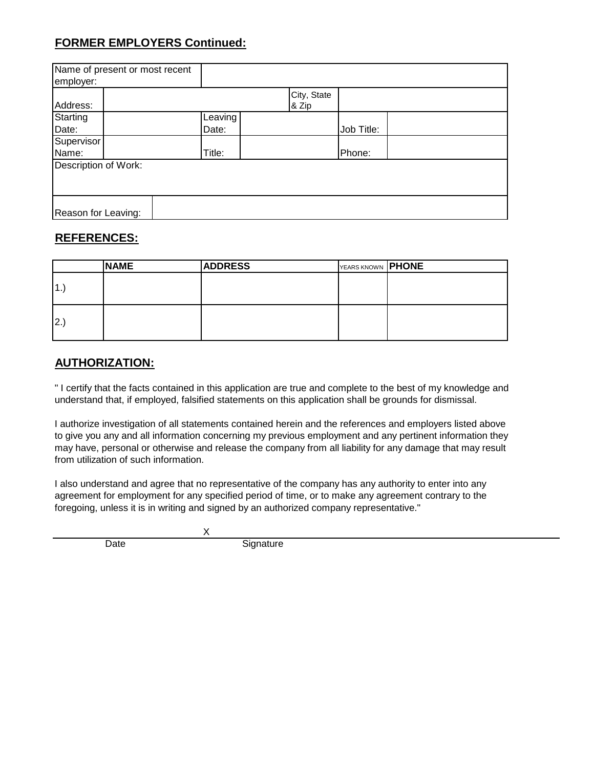## FORMER EMPLOYERS Continued:

| | | | | | |
|---|---|---|---|---|---|
| Name of present or most recent employer: | | | | | |
| Address: | | | City, State & Zip | | |
| Starting Date: | | Leaving Date: | | Job Title: | |
| Supervisor Name: | | Title: | | Phone: | |
| Description of Work: | | | | | |
| Reason for Leaving: | | | | | |

## REFERENCES:

| | NAME | ADDRESS | YEARS KNOWN | PHONE |
|---|---|---|---|---|
| 1.) | | | | |
| 2.) | | | | |

## AUTHORIZATION:

" I certify that the facts contained in this application are true and complete to the best of my knowledge and understand that, if employed, falsified statements on this application shall be grounds for dismissal.

I authorize investigation of all statements contained herein and the references and employers listed above to give you any and all information concerning my previous employment and any pertinent information they may have, personal or otherwise and release the company from all liability for any damage that may result from utilization of such information.

I also understand and agree that no representative of the company has any authority to enter into any agreement for employment for any specified period of time, or to make any agreement contrary to the foregoing, unless it is in writing and signed by an authorized company representative."

X

Date Signature